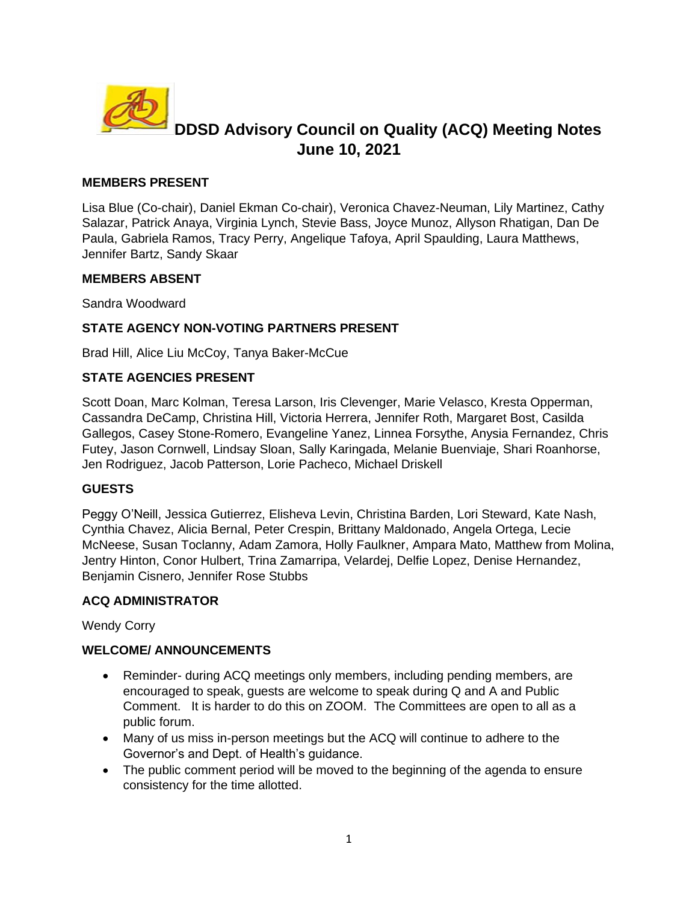# DDSD Advisory Council on Quality (ACQ) Meeting Notes
## June 10, 2021

**MEMBERS PRESENT**

Lisa Blue (Co-chair), Daniel Ekman Co-chair), Veronica Chavez-Neuman, Lily Martinez, Cathy Salazar, Patrick Anaya, Virginia Lynch, Stevie Bass, Joyce Munoz, Allyson Rhatigan, Dan De Paula, Gabriela Ramos, Tracy Perry, Angelique Tafoya, April Spaulding, Laura Matthews, Jennifer Bartz, Sandy Skaar

**MEMBERS ABSENT**

Sandra Woodward

**STATE AGENCY NON-VOTING PARTNERS PRESENT**

Brad Hill, Alice Liu McCoy, Tanya Baker-McCue

**STATE AGENCIES PRESENT**

Scott Doan, Marc Kolman, Teresa Larson, Iris Clevenger, Marie Velasco, Kresta Opperman, Cassandra DeCamp, Christina Hill, Victoria Herrera, Jennifer Roth, Margaret Bost, Casilda Gallegos, Casey Stone-Romero, Evangeline Yanez, Linnea Forsythe, Anysia Fernandez, Chris Futey, Jason Cornwell, Lindsay Sloan, Sally Karingada, Melanie Buenviaje, Shari Roanhorse, Jen Rodriguez, Jacob Patterson, Lorie Pacheco, Michael Driskell

**GUESTS**

Peggy O'Neill, Jessica Gutierrez, Elisheva Levin, Christina Barden, Lori Steward, Kate Nash, Cynthia Chavez, Alicia Bernal, Peter Crespin, Brittany Maldonado, Angela Ortega, Lecie McNeese, Susan Toclanny, Adam Zamora, Holly Faulkner, Ampara Mato, Matthew from Molina, Jentry Hinton, Conor Hulbert, Trina Zamarripa, Velardej, Delfie Lopez, Denise Hernandez, Benjamin Cisnero, Jennifer Rose Stubbs

**ACQ ADMINISTRATOR**

Wendy Corry

**WELCOME/ ANNOUNCEMENTS**

- Reminder- during ACQ meetings only members, including pending members, are encouraged to speak, guests are welcome to speak during Q and A and Public Comment. It is harder to do this on ZOOM. The Committees are open to all as a public forum.
- Many of us miss in-person meetings but the ACQ will continue to adhere to the Governor's and Dept. of Health's guidance.
- The public comment period will be moved to the beginning of the agenda to ensure consistency for the time allotted.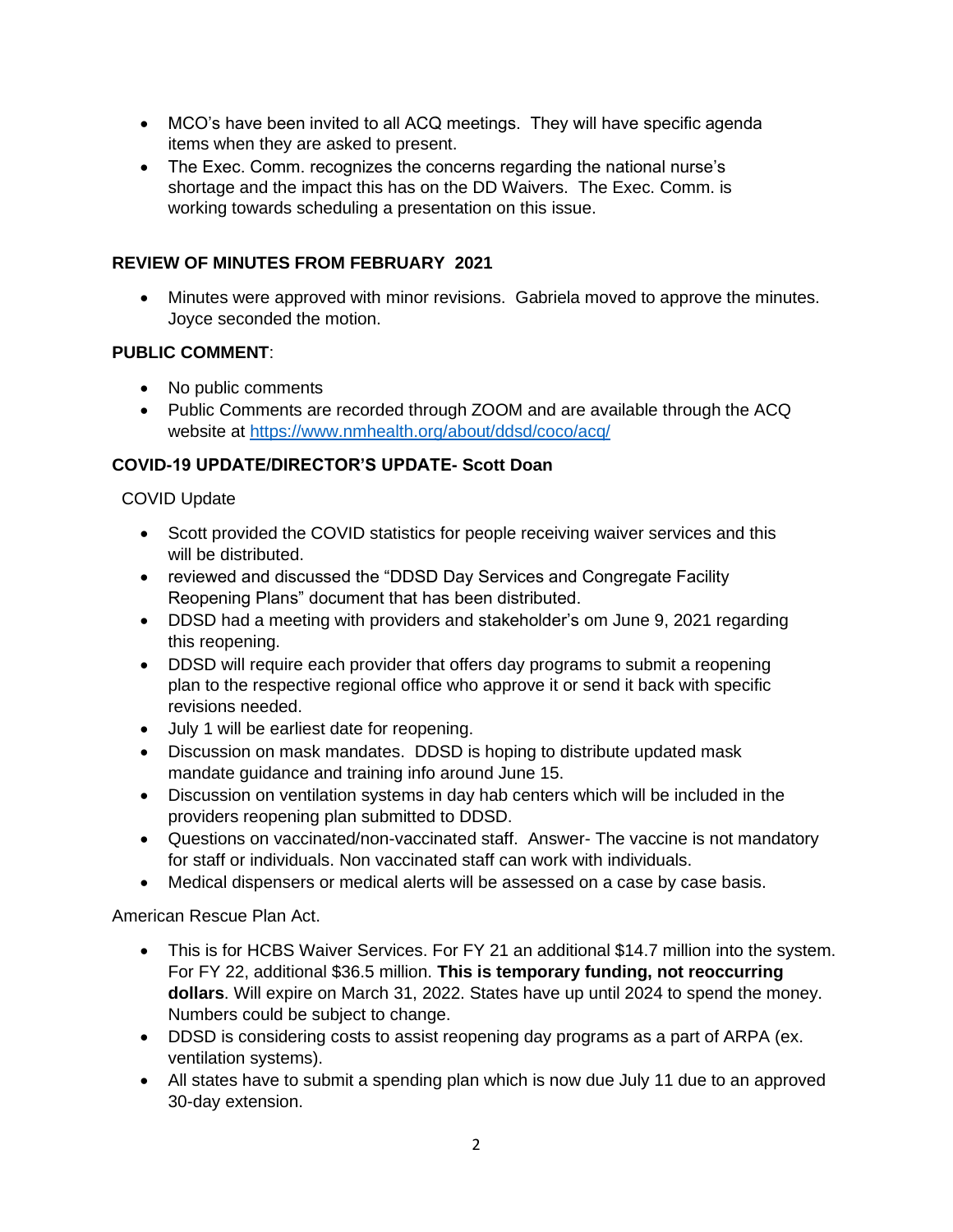- MCO's have been invited to all ACQ meetings. They will have specific agenda items when they are asked to present.
- The Exec. Comm. recognizes the concerns regarding the national nurse's shortage and the impact this has on the DD Waivers. The Exec. Comm. is working towards scheduling a presentation on this issue.

**REVIEW OF MINUTES FROM FEBRUARY 2021**

- Minutes were approved with minor revisions. Gabriela moved to approve the minutes. Joyce seconded the motion.

**PUBLIC COMMENT**:

- No public comments
- Public Comments are recorded through ZOOM and are available through the ACQ website at https://www.nmhealth.org/about/ddsd/coco/acq/

**COVID-19 UPDATE/DIRECTOR'S UPDATE- Scott Doan**

COVID Update

- Scott provided the COVID statistics for people receiving waiver services and this will be distributed.
- reviewed and discussed the "DDSD Day Services and Congregate Facility Reopening Plans" document that has been distributed.
- DDSD had a meeting with providers and stakeholder's om June 9, 2021 regarding this reopening.
- DDSD will require each provider that offers day programs to submit a reopening plan to the respective regional office who approve it or send it back with specific revisions needed.
- July 1 will be earliest date for reopening.
- Discussion on mask mandates. DDSD is hoping to distribute updated mask mandate guidance and training info around June 15.
- Discussion on ventilation systems in day hab centers which will be included in the providers reopening plan submitted to DDSD.
- Questions on vaccinated/non-vaccinated staff. Answer- The vaccine is not mandatory for staff or individuals. Non vaccinated staff can work with individuals.
- Medical dispensers or medical alerts will be assessed on a case by case basis.

American Rescue Plan Act.

- This is for HCBS Waiver Services. For FY 21 an additional $14.7 million into the system. For FY 22, additional $36.5 million. **This is temporary funding, not reoccurring dollars**. Will expire on March 31, 2022. States have up until 2024 to spend the money. Numbers could be subject to change.
- DDSD is considering costs to assist reopening day programs as a part of ARPA (ex. ventilation systems).
- All states have to submit a spending plan which is now due July 11 due to an approved 30-day extension.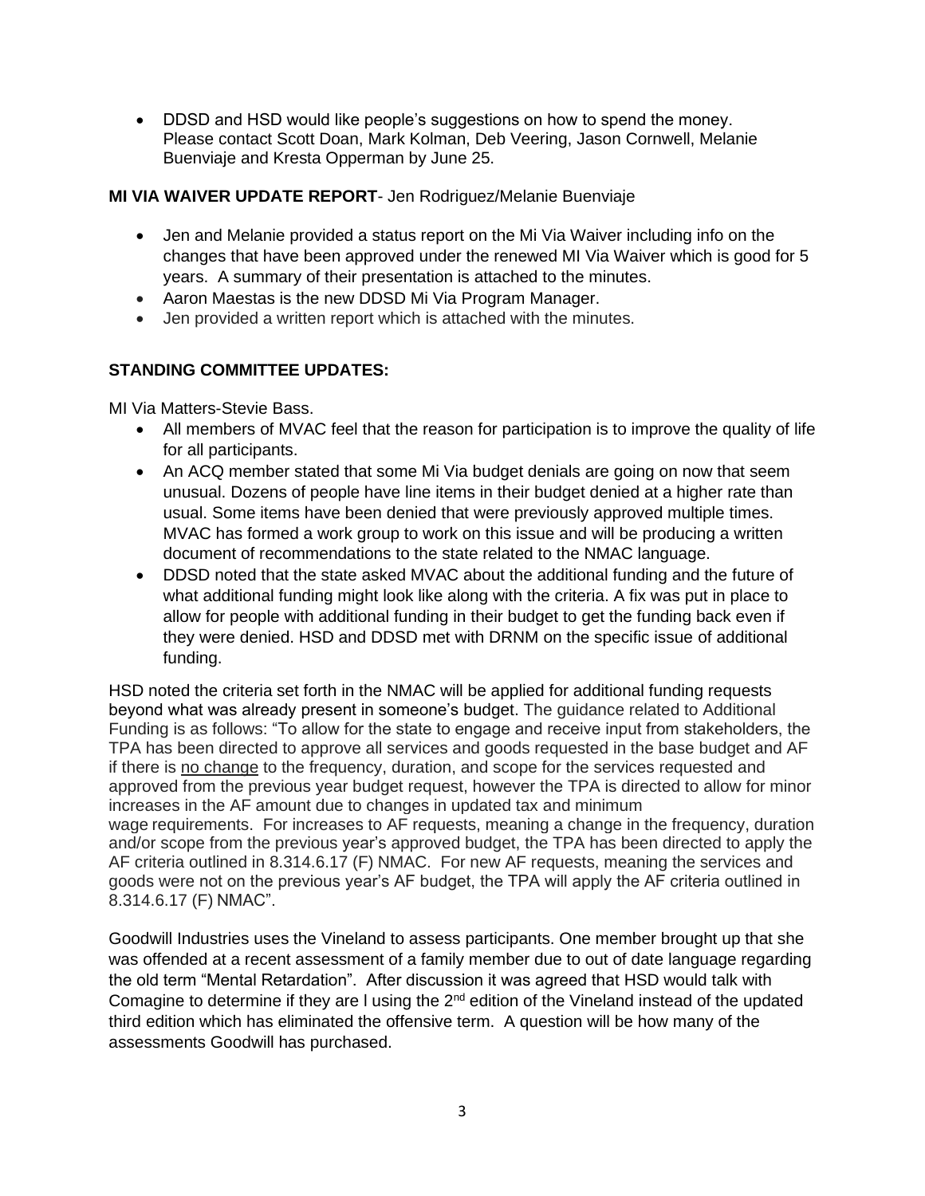- DDSD and HSD would like people's suggestions on how to spend the money. Please contact Scott Doan, Mark Kolman, Deb Veering, Jason Cornwell, Melanie Buenviaje and Kresta Opperman by June 25.

**MI VIA WAIVER UPDATE REPORT**- Jen Rodriguez/Melanie Buenviaje

- Jen and Melanie provided a status report on the Mi Via Waiver including info on the changes that have been approved under the renewed MI Via Waiver which is good for 5 years. A summary of their presentation is attached to the minutes.
- Aaron Maestas is the new DDSD Mi Via Program Manager.
- Jen provided a written report which is attached with the minutes.

**STANDING COMMITTEE UPDATES:**

MI Via Matters-Stevie Bass.

- All members of MVAC feel that the reason for participation is to improve the quality of life for all participants.
- An ACQ member stated that some Mi Via budget denials are going on now that seem unusual. Dozens of people have line items in their budget denied at a higher rate than usual. Some items have been denied that were previously approved multiple times. MVAC has formed a work group to work on this issue and will be producing a written document of recommendations to the state related to the NMAC language.
- DDSD noted that the state asked MVAC about the additional funding and the future of what additional funding might look like along with the criteria. A fix was put in place to allow for people with additional funding in their budget to get the funding back even if they were denied. HSD and DDSD met with DRNM on the specific issue of additional funding.

HSD noted the criteria set forth in the NMAC will be applied for additional funding requests beyond what was already present in someone's budget. The guidance related to Additional Funding is as follows: "To allow for the state to engage and receive input from stakeholders, the TPA has been directed to approve all services and goods requested in the base budget and AF if there is <u>no change</u> to the frequency, duration, and scope for the services requested and approved from the previous year budget request, however the TPA is directed to allow for minor increases in the AF amount due to changes in updated tax and minimum wage requirements. For increases to AF requests, meaning a change in the frequency, duration and/or scope from the previous year's approved budget, the TPA has been directed to apply the AF criteria outlined in 8.314.6.17 (F) NMAC. For new AF requests, meaning the services and goods were not on the previous year's AF budget, the TPA will apply the AF criteria outlined in 8.314.6.17 (F) NMAC".

Goodwill Industries uses the Vineland to assess participants. One member brought up that she was offended at a recent assessment of a family member due to out of date language regarding the old term "Mental Retardation". After discussion it was agreed that HSD would talk with Comagine to determine if they are l using the 2nd edition of the Vineland instead of the updated third edition which has eliminated the offensive term. A question will be how many of the assessments Goodwill has purchased.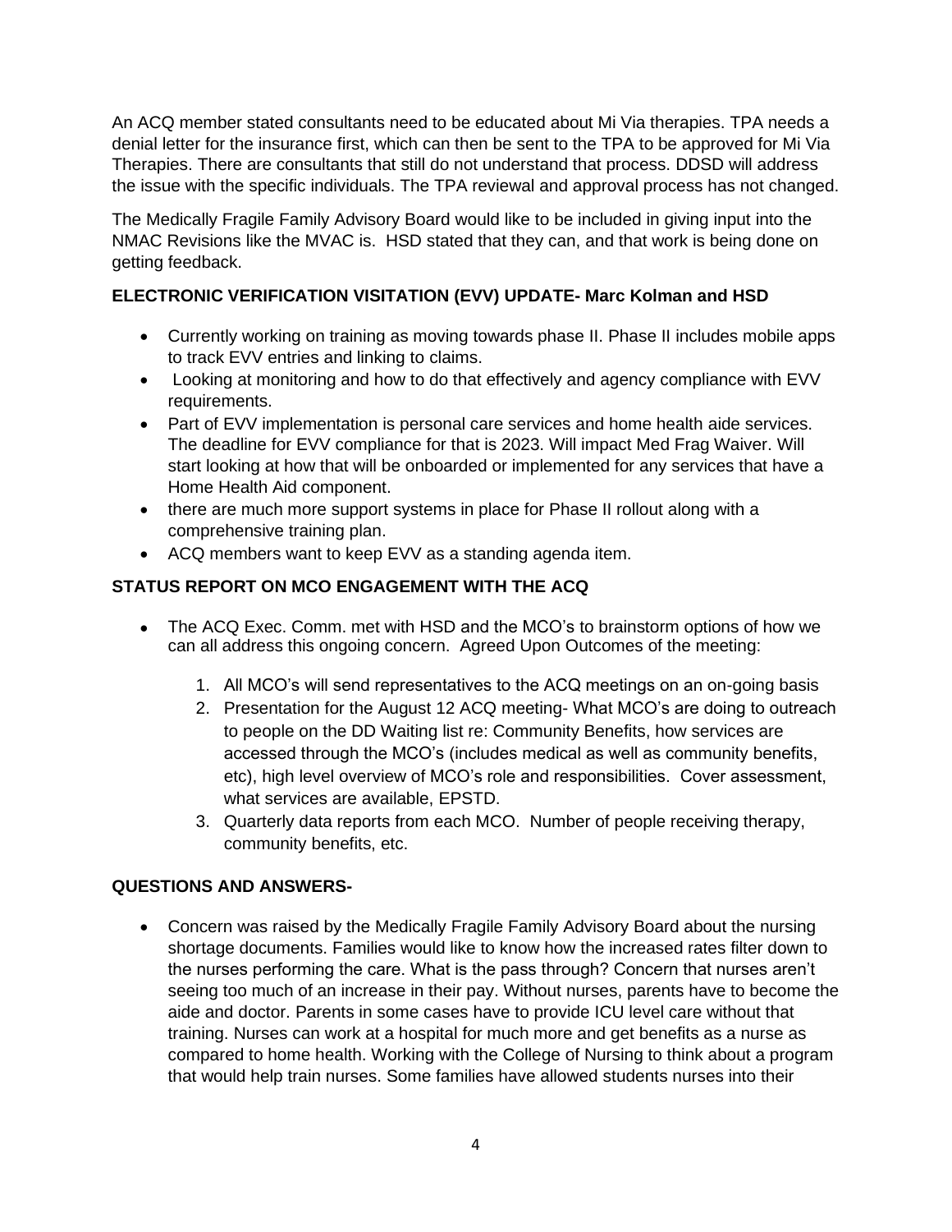An ACQ member stated consultants need to be educated about Mi Via therapies. TPA needs a denial letter for the insurance first, which can then be sent to the TPA to be approved for Mi Via Therapies. There are consultants that still do not understand that process. DDSD will address the issue with the specific individuals. The TPA reviewal and approval process has not changed.

The Medically Fragile Family Advisory Board would like to be included in giving input into the NMAC Revisions like the MVAC is. HSD stated that they can, and that work is being done on getting feedback.

**ELECTRONIC VERIFICATION VISITATION (EVV) UPDATE- Marc Kolman and HSD**

- Currently working on training as moving towards phase II. Phase II includes mobile apps to track EVV entries and linking to claims.
- Looking at monitoring and how to do that effectively and agency compliance with EVV requirements.
- Part of EVV implementation is personal care services and home health aide services. The deadline for EVV compliance for that is 2023. Will impact Med Frag Waiver. Will start looking at how that will be onboarded or implemented for any services that have a Home Health Aid component.
- there are much more support systems in place for Phase II rollout along with a comprehensive training plan.
- ACQ members want to keep EVV as a standing agenda item.

**STATUS REPORT ON MCO ENGAGEMENT WITH THE ACQ**

- The ACQ Exec. Comm. met with HSD and the MCO's to brainstorm options of how we can all address this ongoing concern. Agreed Upon Outcomes of the meeting:
  1. All MCO's will send representatives to the ACQ meetings on an on-going basis
  2. Presentation for the August 12 ACQ meeting- What MCO's are doing to outreach to people on the DD Waiting list re: Community Benefits, how services are accessed through the MCO's (includes medical as well as community benefits, etc), high level overview of MCO's role and responsibilities. Cover assessment, what services are available, EPSTD.
  3. Quarterly data reports from each MCO. Number of people receiving therapy, community benefits, etc.

**QUESTIONS AND ANSWERS-**

- Concern was raised by the Medically Fragile Family Advisory Board about the nursing shortage documents. Families would like to know how the increased rates filter down to the nurses performing the care. What is the pass through? Concern that nurses aren't seeing too much of an increase in their pay. Without nurses, parents have to become the aide and doctor. Parents in some cases have to provide ICU level care without that training. Nurses can work at a hospital for much more and get benefits as a nurse as compared to home health. Working with the College of Nursing to think about a program that would help train nurses. Some families have allowed students nurses into their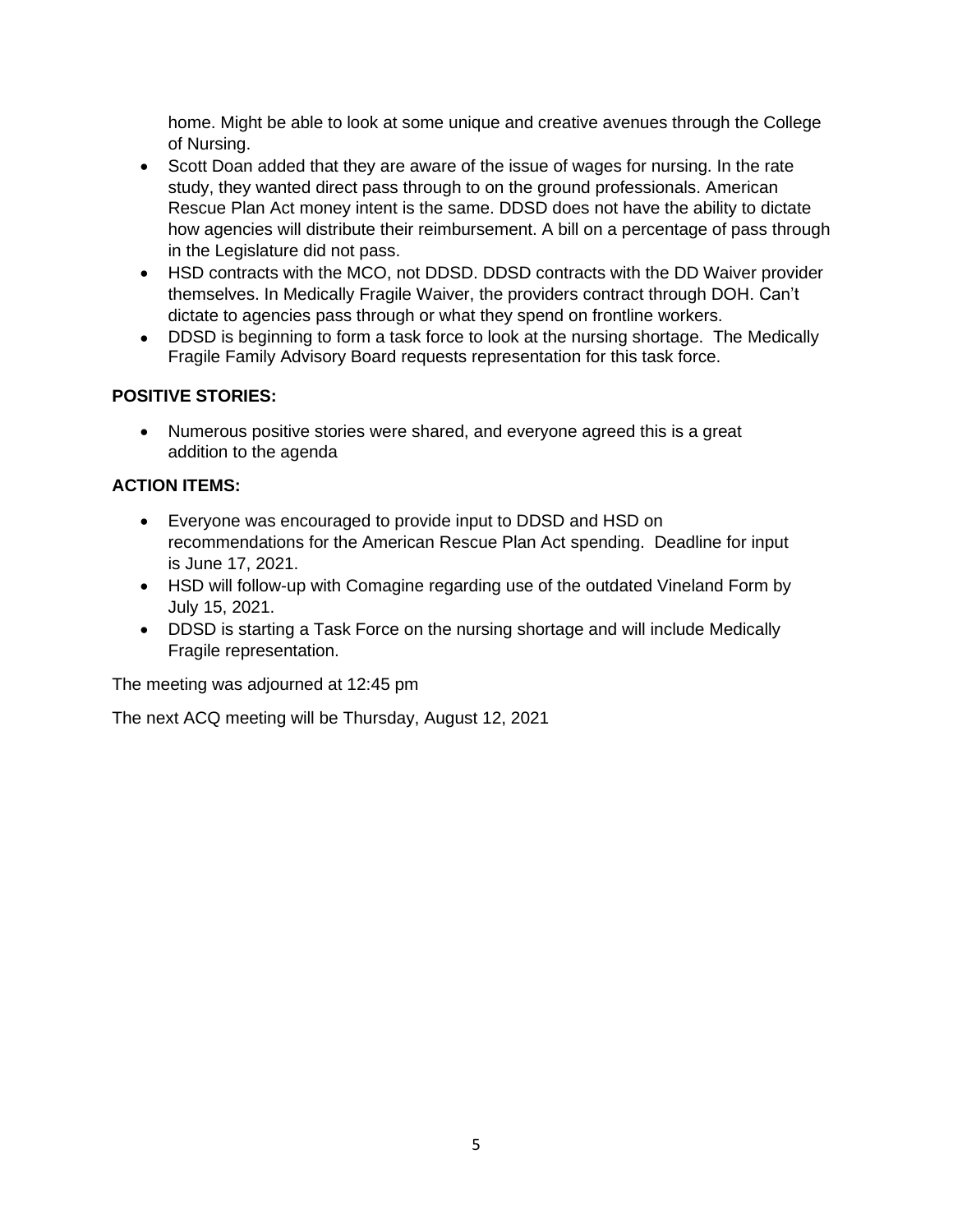home. Might be able to look at some unique and creative avenues through the College of Nursing.

- Scott Doan added that they are aware of the issue of wages for nursing. In the rate study, they wanted direct pass through to on the ground professionals. American Rescue Plan Act money intent is the same. DDSD does not have the ability to dictate how agencies will distribute their reimbursement. A bill on a percentage of pass through in the Legislature did not pass.
- HSD contracts with the MCO, not DDSD. DDSD contracts with the DD Waiver provider themselves. In Medically Fragile Waiver, the providers contract through DOH. Can't dictate to agencies pass through or what they spend on frontline workers.
- DDSD is beginning to form a task force to look at the nursing shortage. The Medically Fragile Family Advisory Board requests representation for this task force.

**POSITIVE STORIES:**

- Numerous positive stories were shared, and everyone agreed this is a great addition to the agenda

**ACTION ITEMS:**

- Everyone was encouraged to provide input to DDSD and HSD on recommendations for the American Rescue Plan Act spending. Deadline for input is June 17, 2021.
- HSD will follow-up with Comagine regarding use of the outdated Vineland Form by July 15, 2021.
- DDSD is starting a Task Force on the nursing shortage and will include Medically Fragile representation.

The meeting was adjourned at 12:45 pm

The next ACQ meeting will be Thursday, August 12, 2021